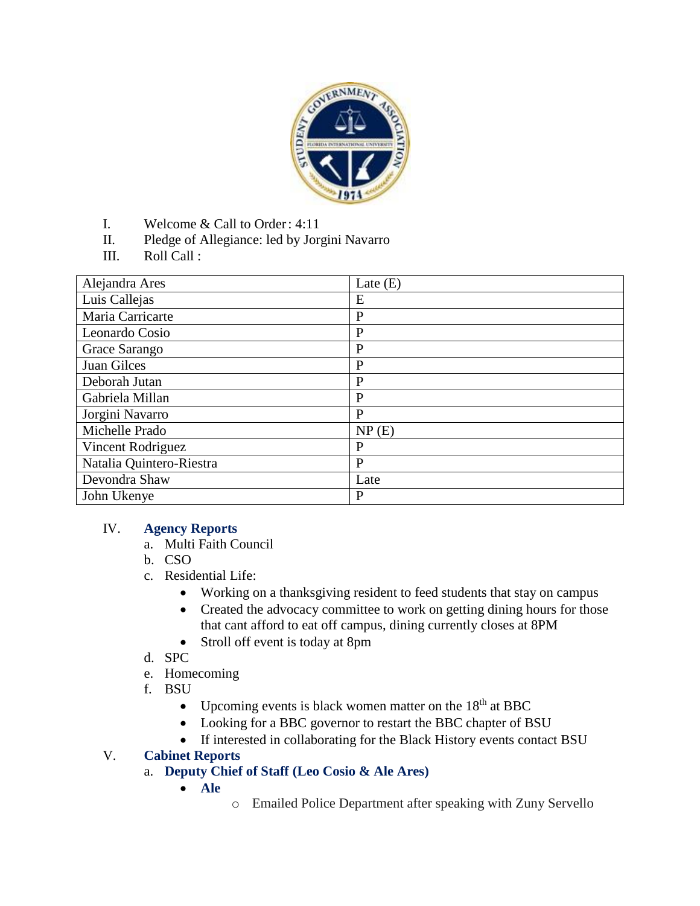I. Welcome & Call to Order: 4:11

II. Pledge of Allegiance: led by Jorgini Navarro

III. Roll Call :

| Alejandra Ares | Late (E) |
|---|---|
| Luis Callejas | E |
| Maria Carricarte | P |
| Leonardo Cosio | P |
| Grace Sarango | P |
| Juan Gilces | P |
| Deborah Jutan | P |
| Gabriela Millan | P |
| Jorgini Navarro | P |
| Michelle Prado | NP (E) |
| Vincent Rodriguez | P |
| Natalia Quintero-Riestra | P |
| Devondra Shaw | Late |
| John Ukenye | P |

IV. **Agency Reports**

a. Multi Faith Council

b. CSO

c. Residential Life:

- Working on a thanksgiving resident to feed students that stay on campus
- Created the advocacy committee to work on getting dining hours for those that cant afford to eat off campus, dining currently closes at 8PM
- Stroll off event is today at 8pm

d. SPC

e. Homecoming

f. BSU

- Upcoming events is black women matter on the 18th at BBC
- Looking for a BBC governor to restart the BBC chapter of BSU
- If interested in collaborating for the Black History events contact BSU

V. **Cabinet Reports**

a. **Deputy Chief of Staff (Leo Cosio & Ale Ares)**

- **Ale**
  - Emailed Police Department after speaking with Zuny Servello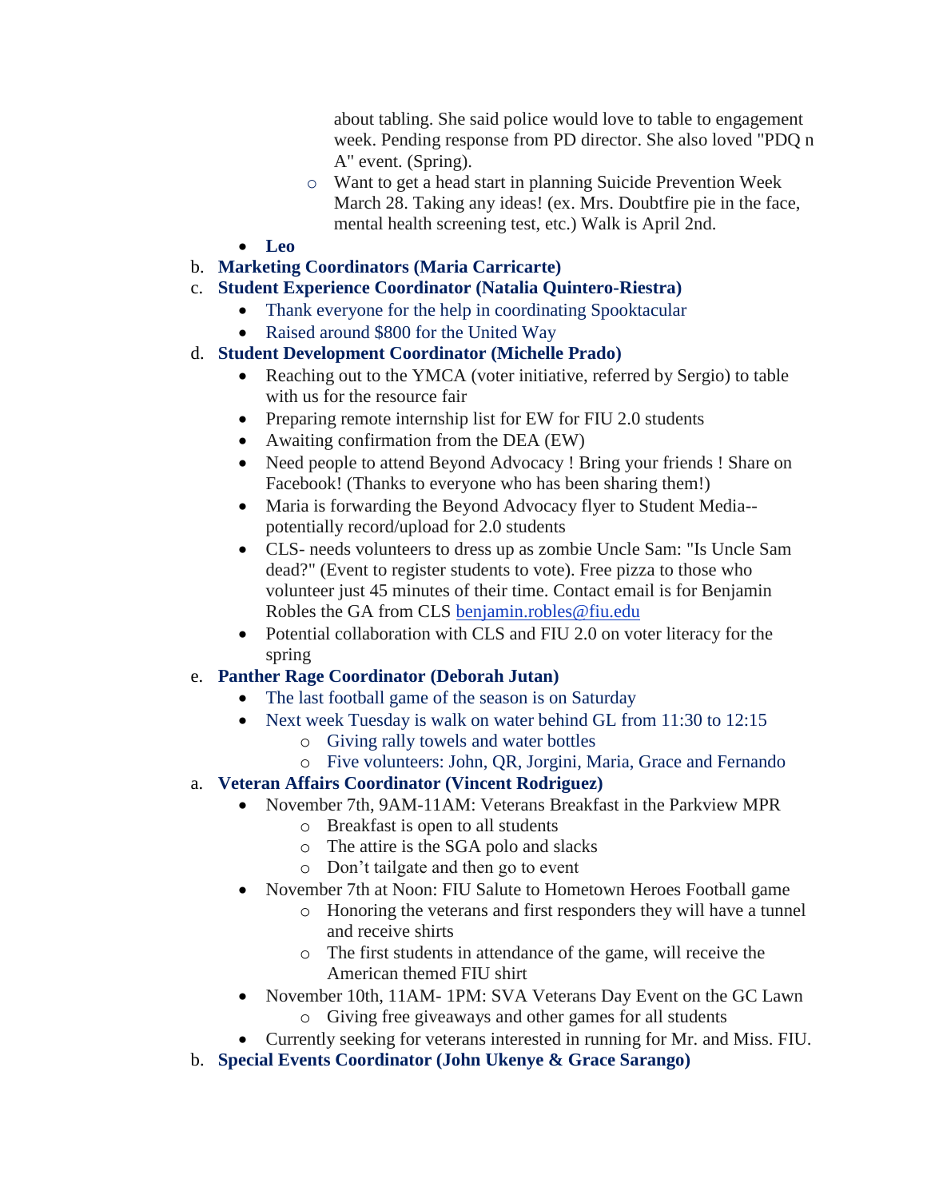about tabling. She said police would love to table to engagement week. Pending response from PD director. She also loved "PDQ n A" event. (Spring).

    - Want to get a head start in planning Suicide Prevention Week March 28. Taking any ideas! (ex. Mrs. Doubtfire pie in the face, mental health screening test, etc.) Walk is April 2nd.

- **Leo**

b. **Marketing Coordinators (Maria Carricarte)**

c. **Student Experience Coordinator (Natalia Quintero-Riestra)**
   - Thank everyone for the help in coordinating Spooktacular
   - Raised around $800 for the United Way

d. **Student Development Coordinator (Michelle Prado)**
   - Reaching out to the YMCA (voter initiative, referred by Sergio) to table with us for the resource fair
   - Preparing remote internship list for EW for FIU 2.0 students
   - Awaiting confirmation from the DEA (EW)
   - Need people to attend Beyond Advocacy ! Bring your friends ! Share on Facebook! (Thanks to everyone who has been sharing them!)
   - Maria is forwarding the Beyond Advocacy flyer to Student Media--potentially record/upload for 2.0 students
   - CLS- needs volunteers to dress up as zombie Uncle Sam: "Is Uncle Sam dead?" (Event to register students to vote). Free pizza to those who volunteer just 45 minutes of their time. Contact email is for Benjamin Robles the GA from CLS benjamin.robles@fiu.edu
   - Potential collaboration with CLS and FIU 2.0 on voter literacy for the spring

e. **Panther Rage Coordinator (Deborah Jutan)**
   - The last football game of the season is on Saturday
   - Next week Tuesday is walk on water behind GL from 11:30 to 12:15
     - Giving rally towels and water bottles
     - Five volunteers: John, QR, Jorgini, Maria, Grace and Fernando

a. **Veteran Affairs Coordinator (Vincent Rodriguez)**
   - November 7th, 9AM-11AM: Veterans Breakfast in the Parkview MPR
     - Breakfast is open to all students
     - The attire is the SGA polo and slacks
     - Don't tailgate and then go to event
   - November 7th at Noon: FIU Salute to Hometown Heroes Football game
     - Honoring the veterans and first responders they will have a tunnel and receive shirts
     - The first students in attendance of the game, will receive the American themed FIU shirt
   - November 10th, 11AM- 1PM: SVA Veterans Day Event on the GC Lawn
     - Giving free giveaways and other games for all students
   - Currently seeking for veterans interested in running for Mr. and Miss. FIU.

b. **Special Events Coordinator (John Ukenye & Grace Sarango)**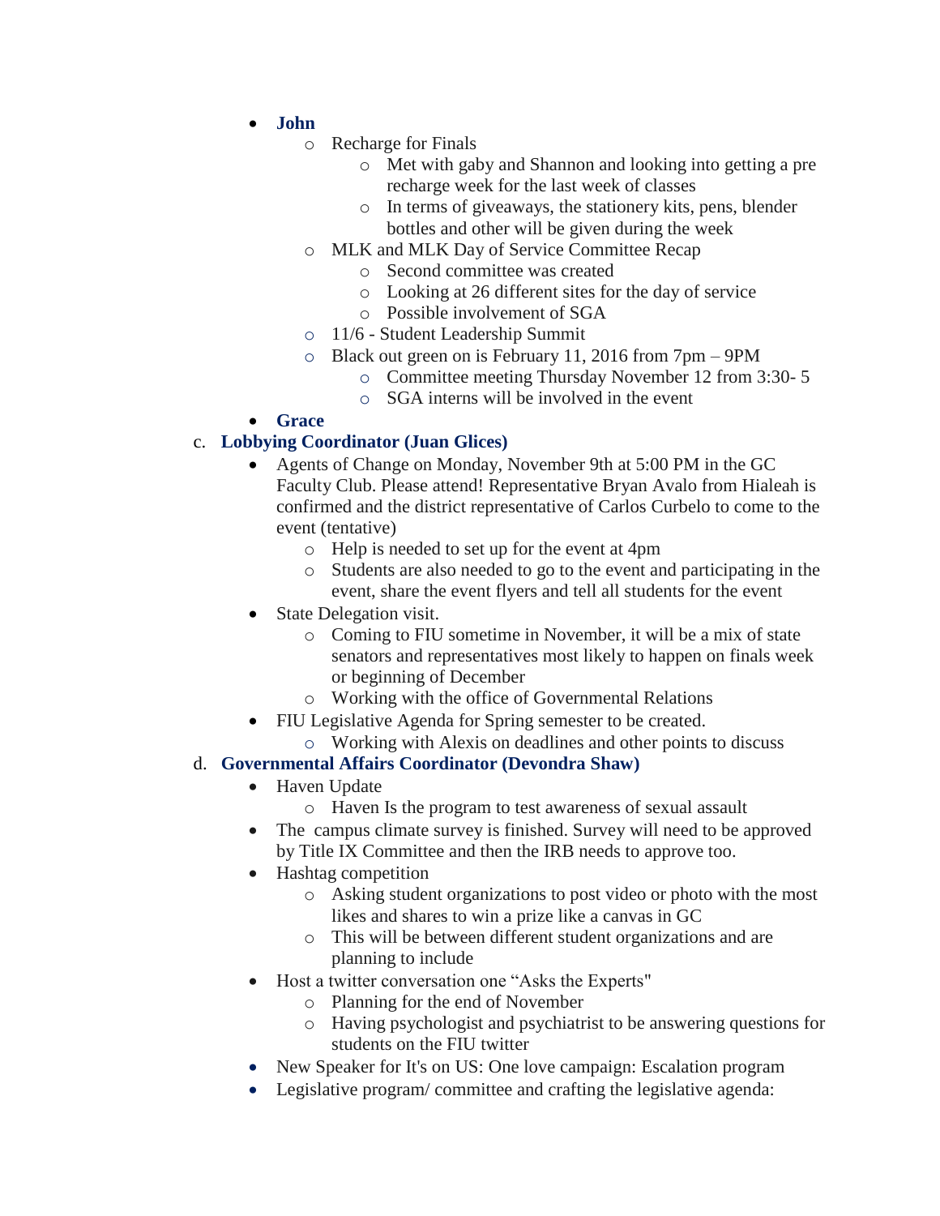- **John**
  - Recharge for Finals
    - Met with gaby and Shannon and looking into getting a pre recharge week for the last week of classes
    - In terms of giveaways, the stationery kits, pens, blender bottles and other will be given during the week
  - MLK and MLK Day of Service Committee Recap
    - Second committee was created
    - Looking at 26 different sites for the day of service
    - Possible involvement of SGA
  - 11/6 - Student Leadership Summit
  - Black out green on is February 11, 2016 from 7pm – 9PM
    - Committee meeting Thursday November 12 from 3:30- 5
    - SGA interns will be involved in the event
- **Grace**

c. **Lobbying Coordinator (Juan Glices)**

- Agents of Change on Monday, November 9th at 5:00 PM in the GC Faculty Club. Please attend! Representative Bryan Avalo from Hialeah is confirmed and the district representative of Carlos Curbelo to come to the event (tentative)
  - Help is needed to set up for the event at 4pm
  - Students are also needed to go to the event and participating in the event, share the event flyers and tell all students for the event
- State Delegation visit.
  - Coming to FIU sometime in November, it will be a mix of state senators and representatives most likely to happen on finals week or beginning of December
  - Working with the office of Governmental Relations
- FIU Legislative Agenda for Spring semester to be created.
  - Working with Alexis on deadlines and other points to discuss

d. **Governmental Affairs Coordinator (Devondra Shaw)**

- Haven Update
  - Haven Is the program to test awareness of sexual assault
- The campus climate survey is finished. Survey will need to be approved by Title IX Committee and then the IRB needs to approve too.
- Hashtag competition
  - Asking student organizations to post video or photo with the most likes and shares to win a prize like a canvas in GC
  - This will be between different student organizations and are planning to include
- Host a twitter conversation one "Asks the Experts"
  - Planning for the end of November
  - Having psychologist and psychiatrist to be answering questions for students on the FIU twitter
- New Speaker for It's on US: One love campaign: Escalation program
- Legislative program/ committee and crafting the legislative agenda: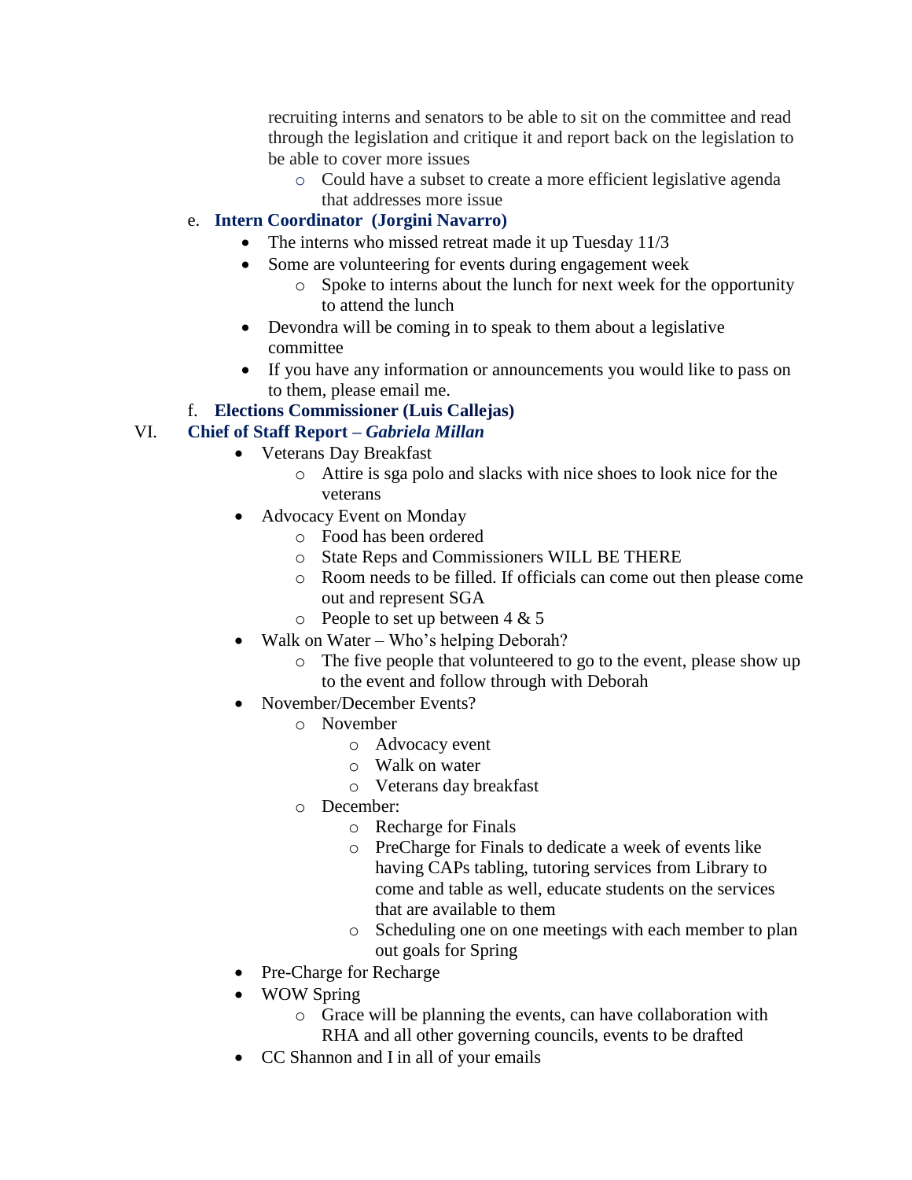recruiting interns and senators to be able to sit on the committee and read through the legislation and critique it and report back on the legislation to be able to cover more issues

  - Could have a subset to create a more efficient legislative agenda that addresses more issue

e. **Intern Coordinator (Jorgini Navarro)**

- The interns who missed retreat made it up Tuesday 11/3
- Some are volunteering for events during engagement week
  - Spoke to interns about the lunch for next week for the opportunity to attend the lunch
- Devondra will be coming in to speak to them about a legislative committee
- If you have any information or announcements you would like to pass on to them, please email me.

f. **Elections Commissioner (Luis Callejas)**

VI. **Chief of Staff Report – *Gabriela Millan***

- Veterans Day Breakfast
  - Attire is sga polo and slacks with nice shoes to look nice for the veterans
- Advocacy Event on Monday
  - Food has been ordered
  - State Reps and Commissioners WILL BE THERE
  - Room needs to be filled. If officials can come out then please come out and represent SGA
  - People to set up between 4 & 5
- Walk on Water – Who's helping Deborah?
  - The five people that volunteered to go to the event, please show up to the event and follow through with Deborah
- November/December Events?
  - November
    - Advocacy event
    - Walk on water
    - Veterans day breakfast
  - December:
    - Recharge for Finals
    - PreCharge for Finals to dedicate a week of events like having CAPs tabling, tutoring services from Library to come and table as well, educate students on the services that are available to them
    - Scheduling one on one meetings with each member to plan out goals for Spring
- Pre-Charge for Recharge
- WOW Spring
  - Grace will be planning the events, can have collaboration with RHA and all other governing councils, events to be drafted
- CC Shannon and I in all of your emails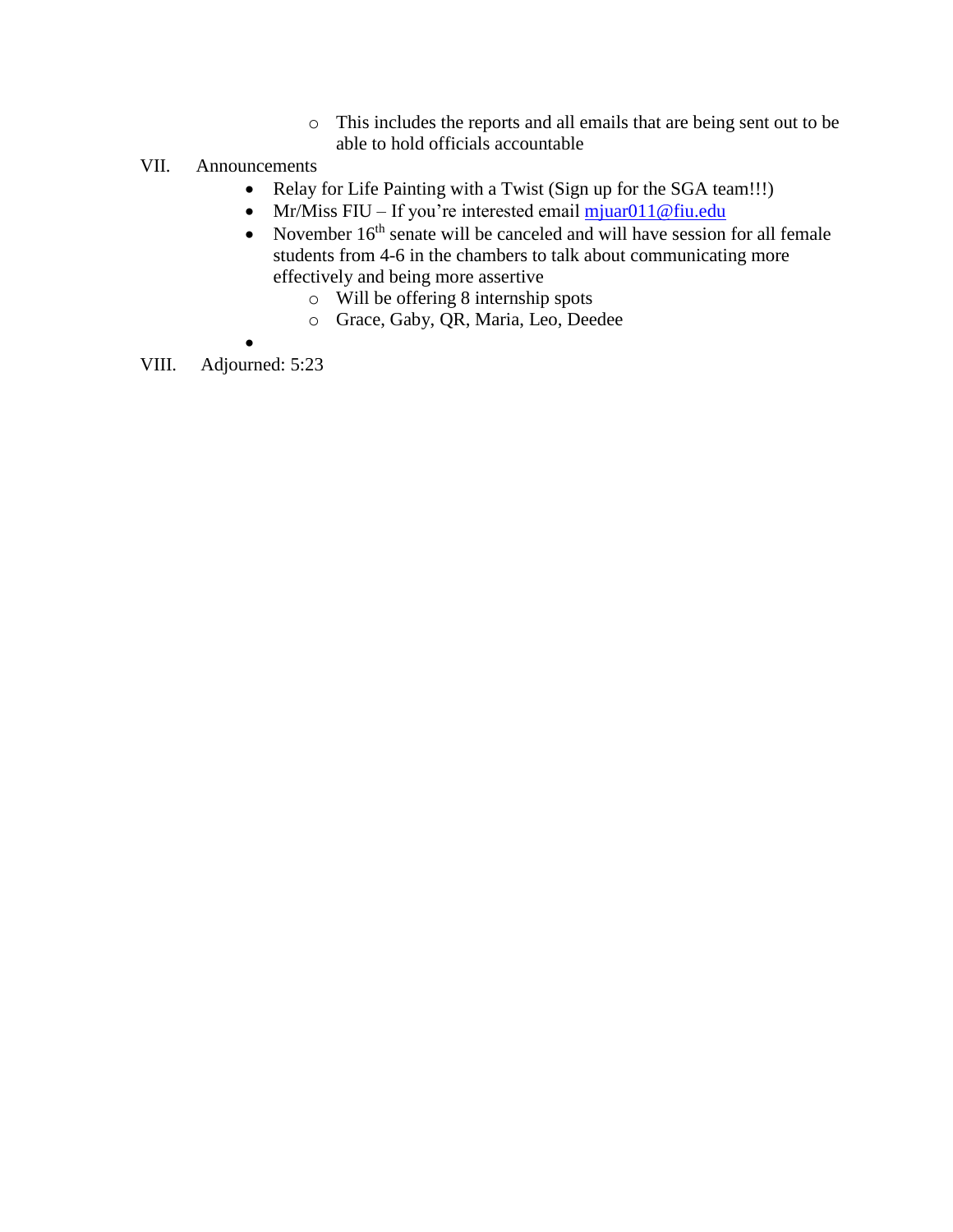- This includes the reports and all emails that are being sent out to be able to hold officials accountable

VII. Announcements

- Relay for Life Painting with a Twist (Sign up for the SGA team!!!)
- Mr/Miss FIU – If you're interested email mjuar011@fiu.edu
- November 16th senate will be canceled and will have session for all female students from 4-6 in the chambers to talk about communicating more effectively and being more assertive
    - Will be offering 8 internship spots
    - Grace, Gaby, QR, Maria, Leo, Deedee
-

VIII. Adjourned: 5:23